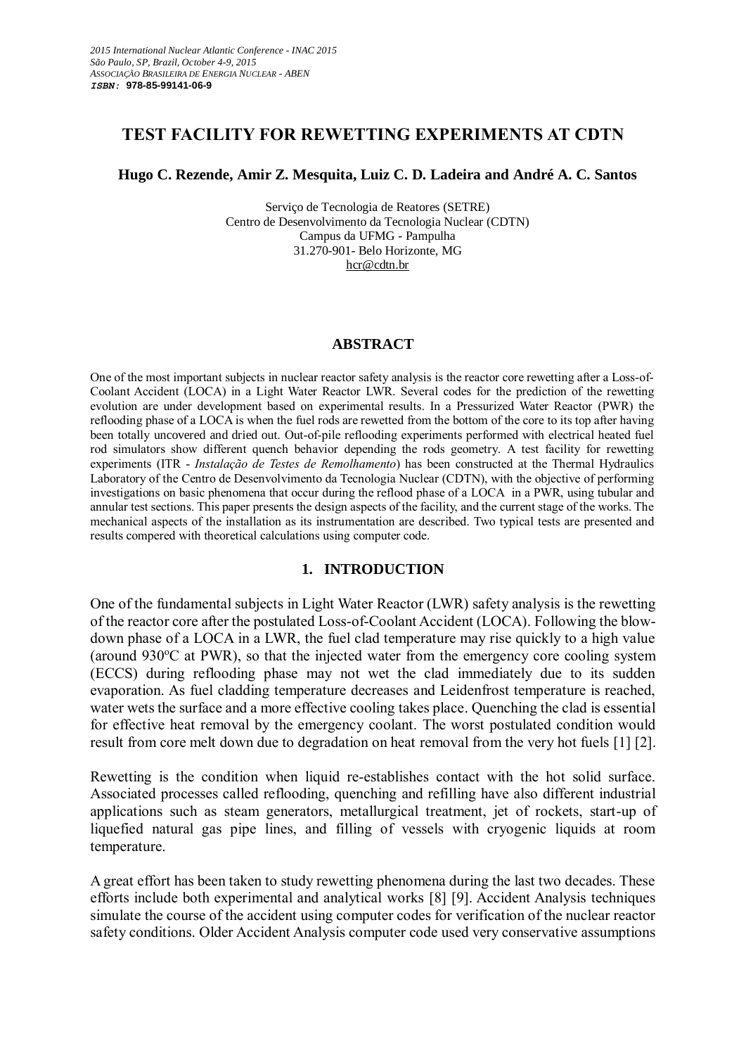2015 International Nuclear Atlantic Conference - INAC 2015
São Paulo, SP, Brazil, October 4-9, 2015
ASSOCIAÇÃO BRASILEIRA DE ENERGIA NUCLEAR - ABEN
**ISBN: 978-85-99141-06-9**

# TEST FACILITY FOR REWETTING EXPERIMENTS AT CDTN

**Hugo C. Rezende, Amir Z. Mesquita, Luiz C. D. Ladeira and André A. C. Santos**

Serviço de Tecnologia de Reatores (SETRE)
Centro de Desenvolvimento da Tecnologia Nuclear (CDTN)
Campus da UFMG - Pampulha
31.270-901- Belo Horizonte, MG
hcr@cdtn.br

## ABSTRACT

One of the most important subjects in nuclear reactor safety analysis is the reactor core rewetting after a Loss-of-Coolant Accident (LOCA) in a Light Water Reactor LWR. Several codes for the prediction of the rewetting evolution are under development based on experimental results. In a Pressurized Water Reactor (PWR) the reflooding phase of a LOCA is when the fuel rods are rewetted from the bottom of the core to its top after having been totally uncovered and dried out. Out-of-pile reflooding experiments performed with electrical heated fuel rod simulators show different quench behavior depending the rods geometry. A test facility for rewetting experiments (ITR - *Instalação de Testes de Remolhamento*) has been constructed at the Thermal Hydraulics Laboratory of the Centro de Desenvolvimento da Tecnologia Nuclear (CDTN), with the objective of performing investigations on basic phenomena that occur during the reflood phase of a LOCA in a PWR, using tubular and annular test sections. This paper presents the design aspects of the facility, and the current stage of the works. The mechanical aspects of the installation as its instrumentation are described. Two typical tests are presented and results compered with theoretical calculations using computer code.

## 1. INTRODUCTION

One of the fundamental subjects in Light Water Reactor (LWR) safety analysis is the rewetting of the reactor core after the postulated Loss-of-Coolant Accident (LOCA). Following the blow-down phase of a LOCA in a LWR, the fuel clad temperature may rise quickly to a high value (around 930ºC at PWR), so that the injected water from the emergency core cooling system (ECCS) during reflooding phase may not wet the clad immediately due to its sudden evaporation. As fuel cladding temperature decreases and Leidenfrost temperature is reached, water wets the surface and a more effective cooling takes place. Quenching the clad is essential for effective heat removal by the emergency coolant. The worst postulated condition would result from core melt down due to degradation on heat removal from the very hot fuels [1] [2].

Rewetting is the condition when liquid re-establishes contact with the hot solid surface. Associated processes called reflooding, quenching and refilling have also different industrial applications such as steam generators, metallurgical treatment, jet of rockets, start-up of liquefied natural gas pipe lines, and filling of vessels with cryogenic liquids at room temperature.

A great effort has been taken to study rewetting phenomena during the last two decades. These efforts include both experimental and analytical works [8] [9]. Accident Analysis techniques simulate the course of the accident using computer codes for verification of the nuclear reactor safety conditions. Older Accident Analysis computer code used very conservative assumptions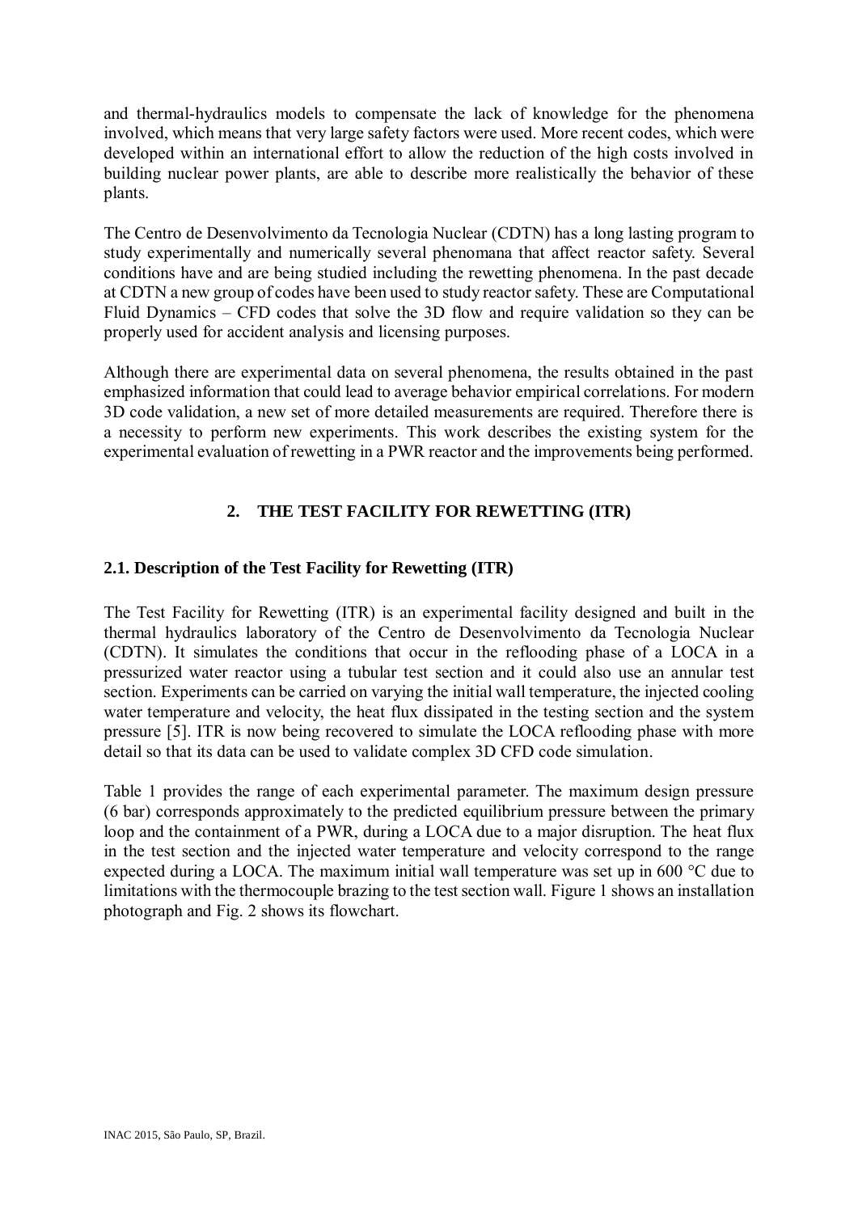and thermal-hydraulics models to compensate the lack of knowledge for the phenomena involved, which means that very large safety factors were used. More recent codes, which were developed within an international effort to allow the reduction of the high costs involved in building nuclear power plants, are able to describe more realistically the behavior of these plants.

The Centro de Desenvolvimento da Tecnologia Nuclear (CDTN) has a long lasting program to study experimentally and numerically several phenomana that affect reactor safety. Several conditions have and are being studied including the rewetting phenomena. In the past decade at CDTN a new group of codes have been used to study reactor safety. These are Computational Fluid Dynamics – CFD codes that solve the 3D flow and require validation so they can be properly used for accident analysis and licensing purposes.

Although there are experimental data on several phenomena, the results obtained in the past emphasized information that could lead to average behavior empirical correlations. For modern 3D code validation, a new set of more detailed measurements are required. Therefore there is a necessity to perform new experiments. This work describes the existing system for the experimental evaluation of rewetting in a PWR reactor and the improvements being performed.

## 2. THE TEST FACILITY FOR REWETTING (ITR)

### 2.1. Description of the Test Facility for Rewetting (ITR)

The Test Facility for Rewetting (ITR) is an experimental facility designed and built in the thermal hydraulics laboratory of the Centro de Desenvolvimento da Tecnologia Nuclear (CDTN). It simulates the conditions that occur in the reflooding phase of a LOCA in a pressurized water reactor using a tubular test section and it could also use an annular test section. Experiments can be carried on varying the initial wall temperature, the injected cooling water temperature and velocity, the heat flux dissipated in the testing section and the system pressure [5]. ITR is now being recovered to simulate the LOCA reflooding phase with more detail so that its data can be used to validate complex 3D CFD code simulation.

Table 1 provides the range of each experimental parameter. The maximum design pressure (6 bar) corresponds approximately to the predicted equilibrium pressure between the primary loop and the containment of a PWR, during a LOCA due to a major disruption. The heat flux in the test section and the injected water temperature and velocity correspond to the range expected during a LOCA. The maximum initial wall temperature was set up in 600 °C due to limitations with the thermocouple brazing to the test section wall. Figure 1 shows an installation photograph and Fig. 2 shows its flowchart.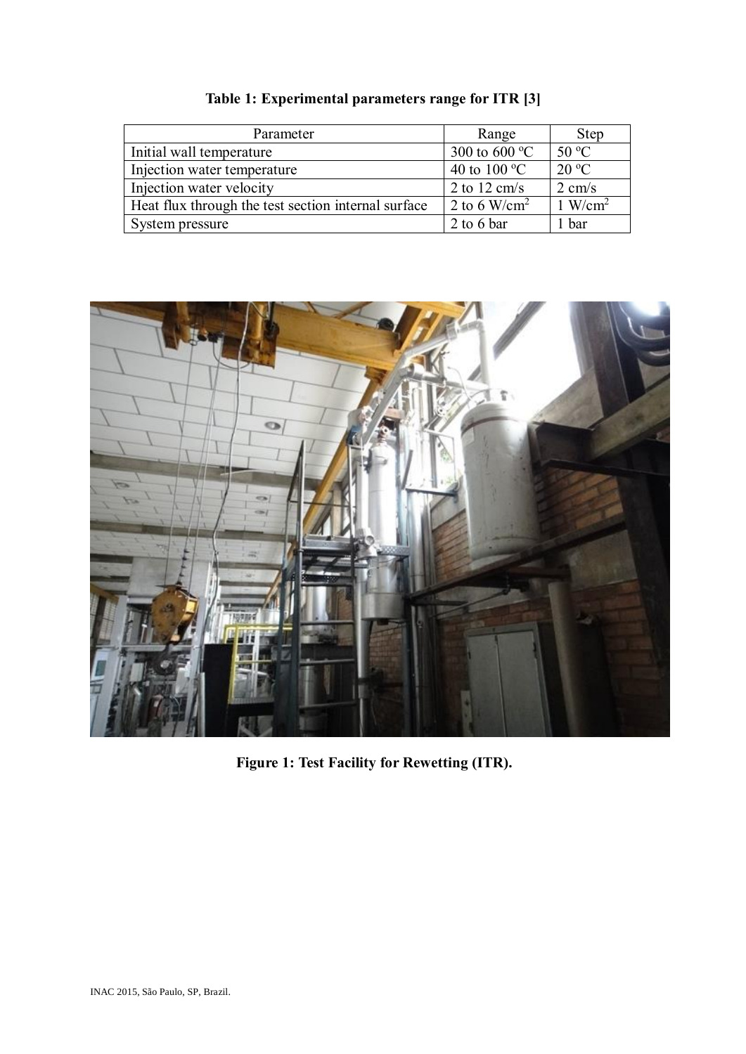**Table 1: Experimental parameters range for ITR [3]**

| Parameter | Range | Step |
|---|---|---|
| Initial wall temperature | 300 to 600 ºC | 50 ºC |
| Injection water temperature | 40 to 100 ºC | 20 ºC |
| Injection water velocity | 2 to 12 cm/s | 2 cm/s |
| Heat flux through the test section internal surface | 2 to 6 W/cm$^2$ | 1 W/cm$^2$ |
| System pressure | 2 to 6 bar | 1 bar |

**Figure 1: Test Facility for Rewetting (ITR).**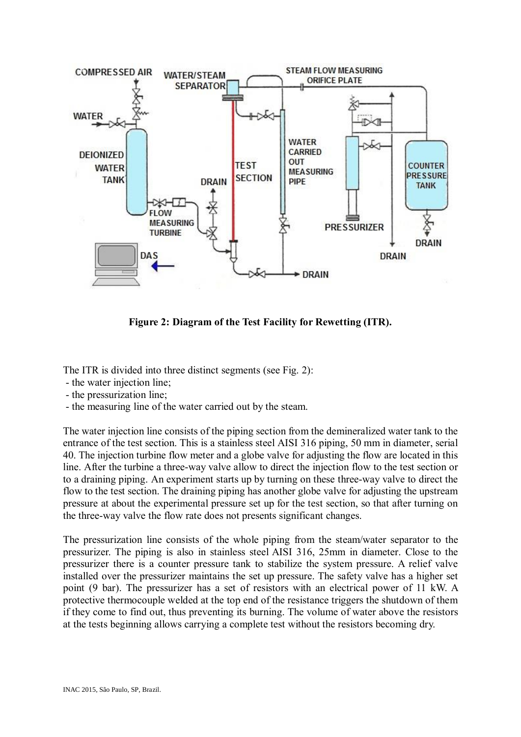**Figure 2: Diagram of the Test Facility for Rewetting (ITR).**

The ITR is divided into three distinct segments (see Fig. 2):

- the water injection line;
- the pressurization line;
- the measuring line of the water carried out by the steam.

The water injection line consists of the piping section from the demineralized water tank to the entrance of the test section. This is a stainless steel AISI 316 piping, 50 mm in diameter, serial 40. The injection turbine flow meter and a globe valve for adjusting the flow are located in this line. After the turbine a three-way valve allow to direct the injection flow to the test section or to a draining piping. An experiment starts up by turning on these three-way valve to direct the flow to the test section. The draining piping has another globe valve for adjusting the upstream pressure at about the experimental pressure set up for the test section, so that after turning on the three-way valve the flow rate does not presents significant changes.

The pressurization line consists of the whole piping from the steam/water separator to the pressurizer. The piping is also in stainless steel AISI 316, 25mm in diameter. Close to the pressurizer there is a counter pressure tank to stabilize the system pressure. A relief valve installed over the pressurizer maintains the set up pressure. The safety valve has a higher set point (9 bar). The pressurizer has a set of resistors with an electrical power of 11 kW. A protective thermocouple welded at the top end of the resistance triggers the shutdown of them if they come to find out, thus preventing its burning. The volume of water above the resistors at the tests beginning allows carrying a complete test without the resistors becoming dry.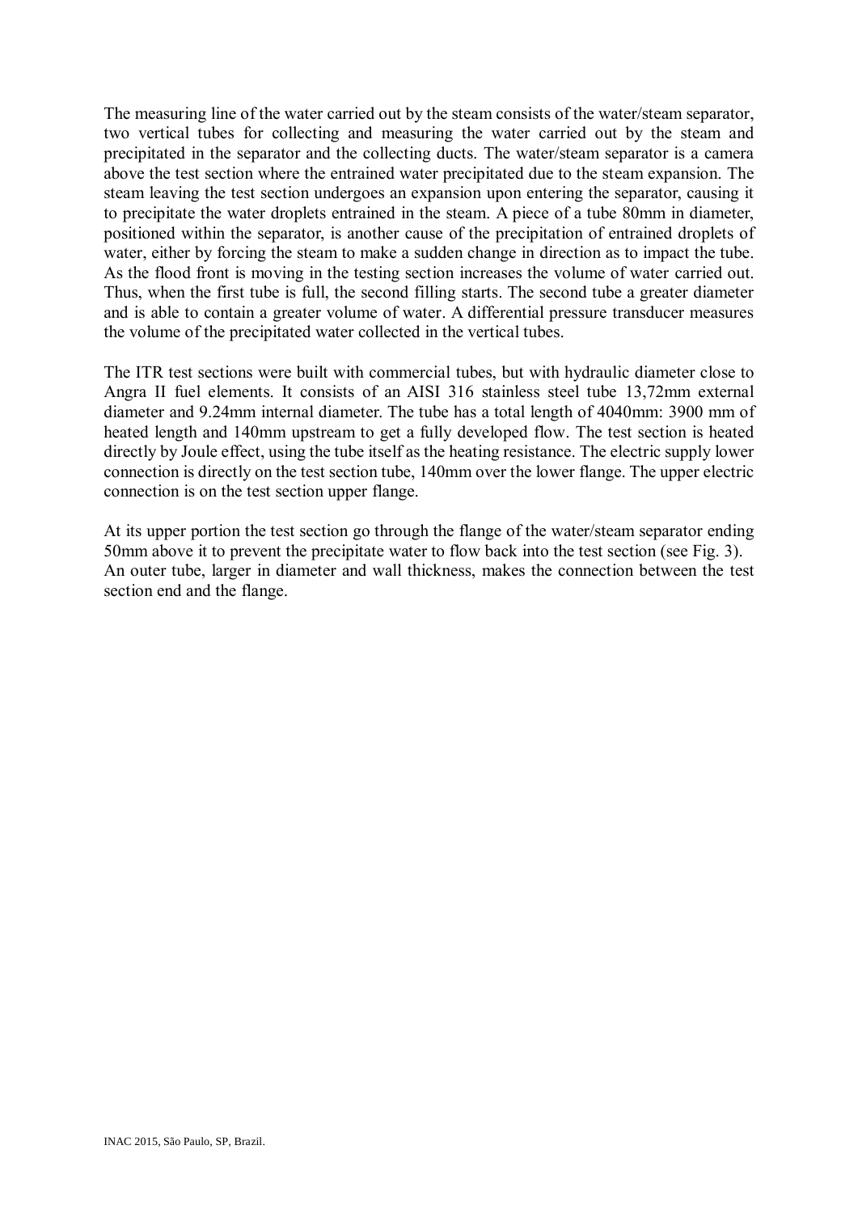The measuring line of the water carried out by the steam consists of the water/steam separator, two vertical tubes for collecting and measuring the water carried out by the steam and precipitated in the separator and the collecting ducts. The water/steam separator is a camera above the test section where the entrained water precipitated due to the steam expansion. The steam leaving the test section undergoes an expansion upon entering the separator, causing it to precipitate the water droplets entrained in the steam. A piece of a tube 80mm in diameter, positioned within the separator, is another cause of the precipitation of entrained droplets of water, either by forcing the steam to make a sudden change in direction as to impact the tube. As the flood front is moving in the testing section increases the volume of water carried out. Thus, when the first tube is full, the second filling starts. The second tube a greater diameter and is able to contain a greater volume of water. A differential pressure transducer measures the volume of the precipitated water collected in the vertical tubes.

The ITR test sections were built with commercial tubes, but with hydraulic diameter close to Angra II fuel elements. It consists of an AISI 316 stainless steel tube 13,72mm external diameter and 9.24mm internal diameter. The tube has a total length of 4040mm: 3900 mm of heated length and 140mm upstream to get a fully developed flow. The test section is heated directly by Joule effect, using the tube itself as the heating resistance. The electric supply lower connection is directly on the test section tube, 140mm over the lower flange. The upper electric connection is on the test section upper flange.

At its upper portion the test section go through the flange of the water/steam separator ending 50mm above it to prevent the precipitate water to flow back into the test section (see Fig. 3). An outer tube, larger in diameter and wall thickness, makes the connection between the test section end and the flange.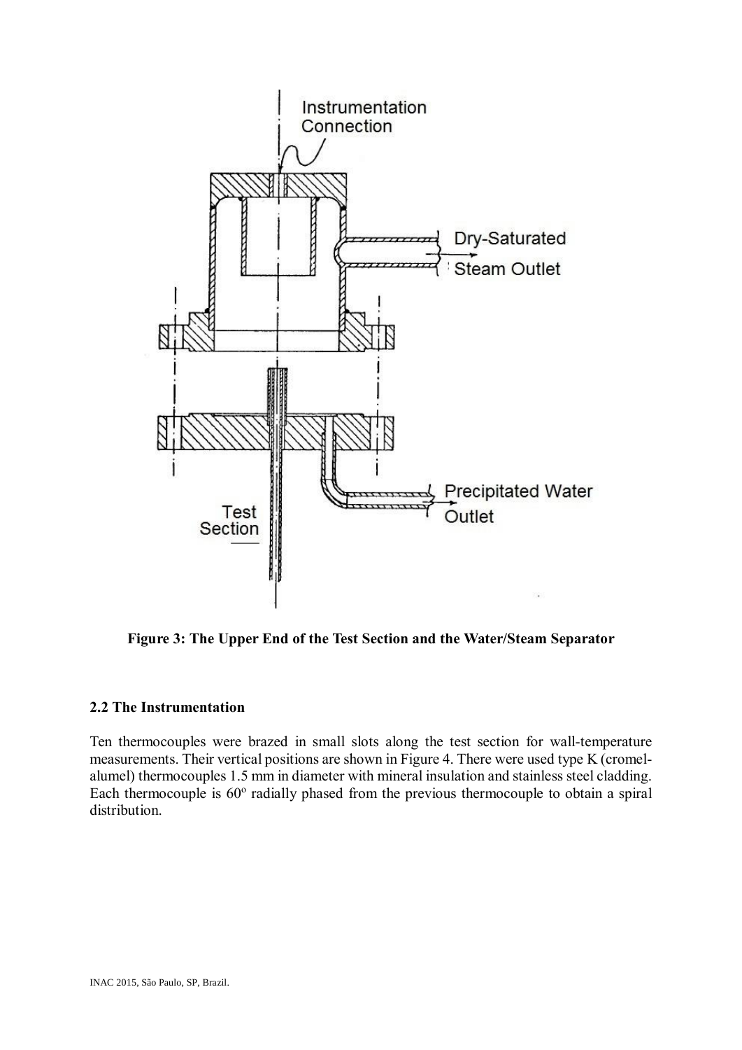Figure 3: The Upper End of the Test Section and the Water/Steam Separator

### 2.2 The Instrumentation

Ten thermocouples were brazed in small slots along the test section for wall-temperature measurements. Their vertical positions are shown in Figure 4. There were used type K (cromel-alumel) thermocouples 1.5 mm in diameter with mineral insulation and stainless steel cladding. Each thermocouple is $60^{o}$ radially phased from the previous thermocouple to obtain a spiral distribution.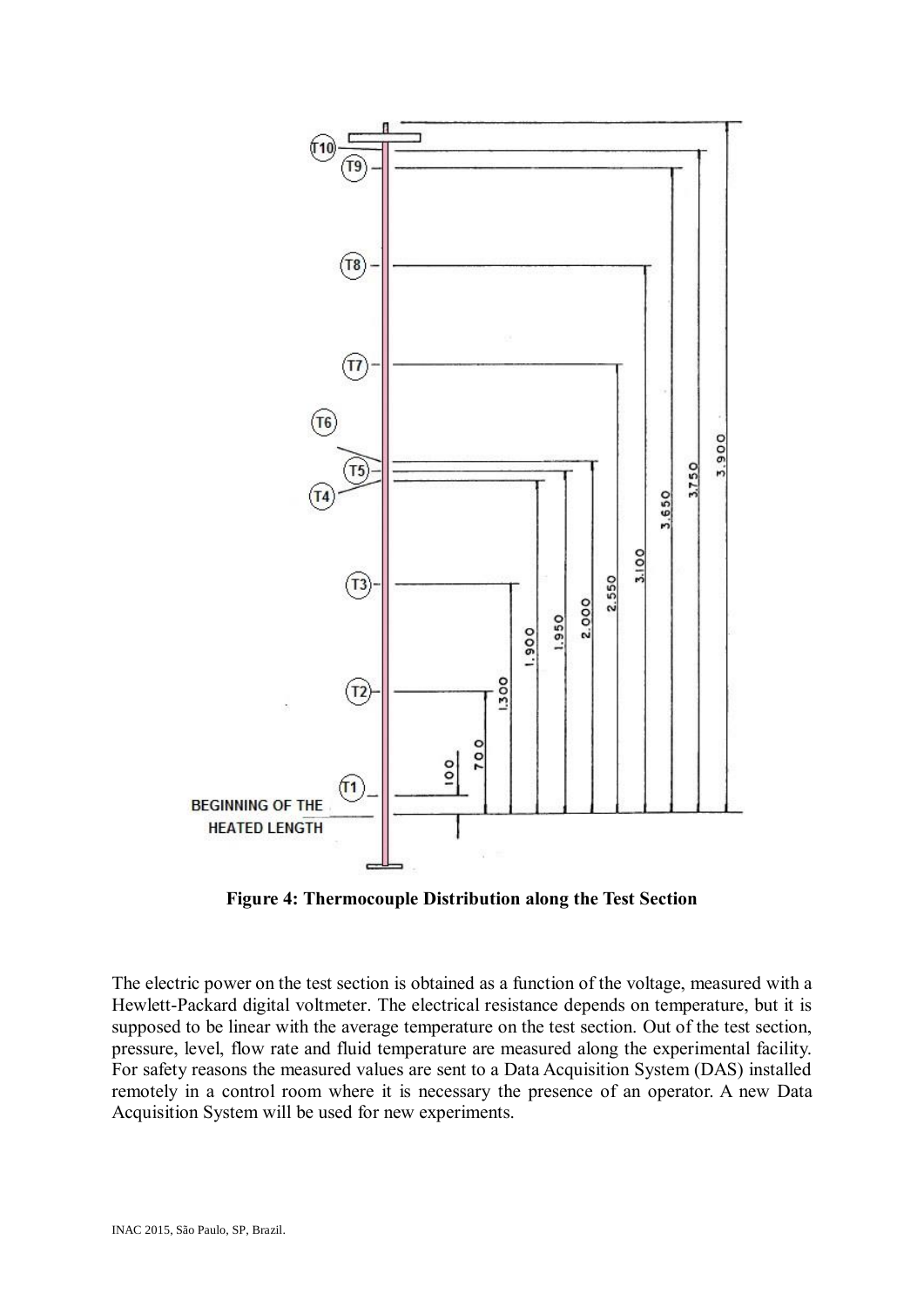Figure 4: Thermocouple Distribution along the Test Section

The electric power on the test section is obtained as a function of the voltage, measured with a Hewlett-Packard digital voltmeter. The electrical resistance depends on temperature, but it is supposed to be linear with the average temperature on the test section. Out of the test section, pressure, level, flow rate and fluid temperature are measured along the experimental facility. For safety reasons the measured values are sent to a Data Acquisition System (DAS) installed remotely in a control room where it is necessary the presence of an operator. A new Data Acquisition System will be used for new experiments.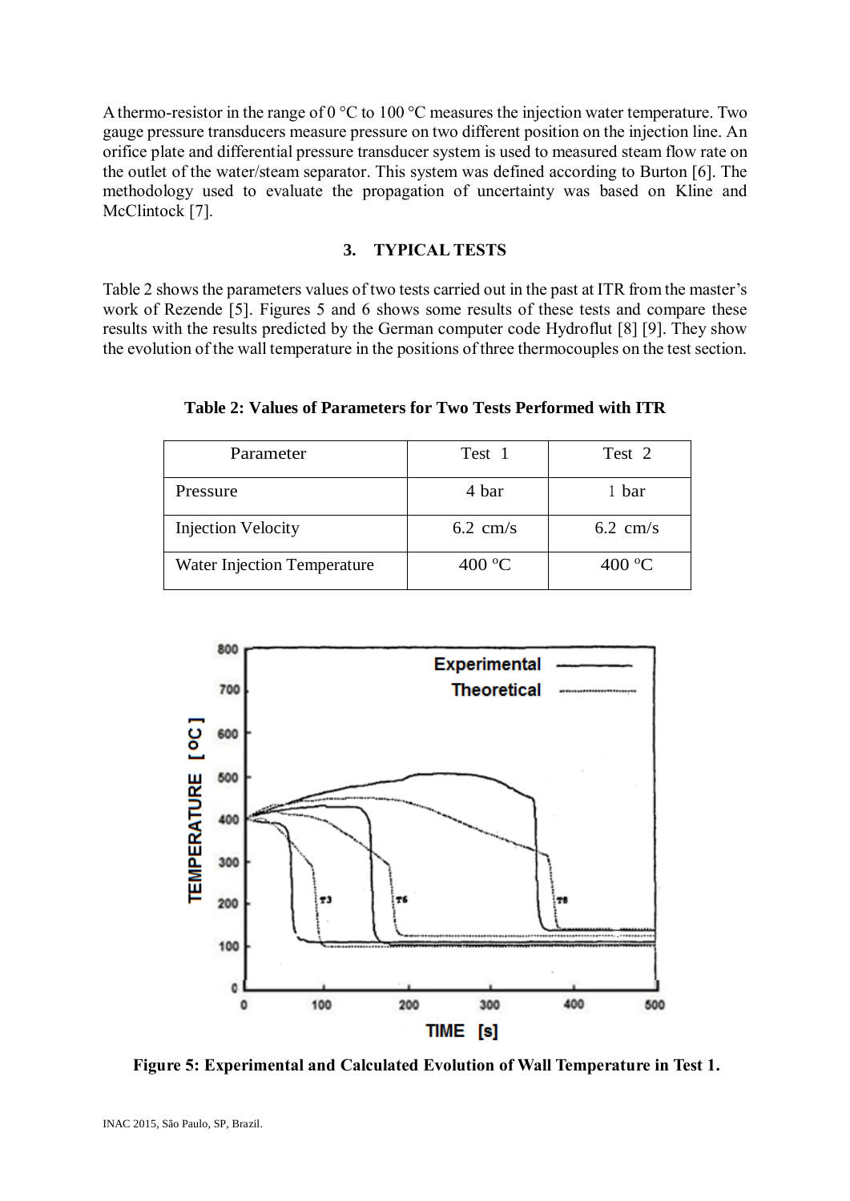A thermo-resistor in the range of 0 °C to 100 °C measures the injection water temperature. Two gauge pressure transducers measure pressure on two different position on the injection line. An orifice plate and differential pressure transducer system is used to measured steam flow rate on the outlet of the water/steam separator. This system was defined according to Burton [6]. The methodology used to evaluate the propagation of uncertainty was based on Kline and McClintock [7].

## 3. TYPICAL TESTS

Table 2 shows the parameters values of two tests carried out in the past at ITR from the master's work of Rezende [5]. Figures 5 and 6 shows some results of these tests and compare these results with the results predicted by the German computer code Hydroflut [8] [9]. They show the evolution of the wall temperature in the positions of three thermocouples on the test section.

**Table 2: Values of Parameters for Two Tests Performed with ITR**

| Parameter | Test 1 | Test 2 |
|---|---|---|
| Pressure | 4 bar | 1 bar |
| Injection Velocity | 6.2 cm/s | 6.2 cm/s |
| Water Injection Temperature | 400 °C | 400 °C |

**Figure 5: Experimental and Calculated Evolution of Wall Temperature in Test 1.**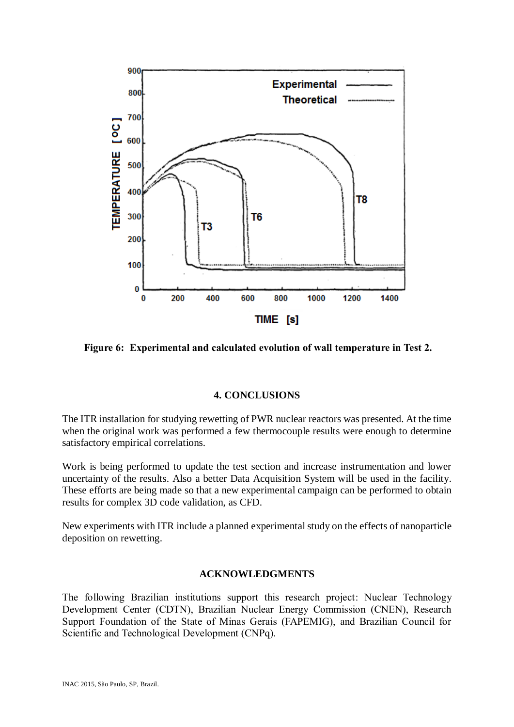**Figure 6: Experimental and calculated evolution of wall temperature in Test 2.**

## 4. CONCLUSIONS

The ITR installation for studying rewetting of PWR nuclear reactors was presented. At the time when the original work was performed a few thermocouple results were enough to determine satisfactory empirical correlations.

Work is being performed to update the test section and increase instrumentation and lower uncertainty of the results. Also a better Data Acquisition System will be used in the facility. These efforts are being made so that a new experimental campaign can be performed to obtain results for complex 3D code validation, as CFD.

New experiments with ITR include a planned experimental study on the effects of nanoparticle deposition on rewetting.

## ACKNOWLEDGMENTS

The following Brazilian institutions support this research project: Nuclear Technology Development Center (CDTN), Brazilian Nuclear Energy Commission (CNEN), Research Support Foundation of the State of Minas Gerais (FAPEMIG), and Brazilian Council for Scientific and Technological Development (CNPq).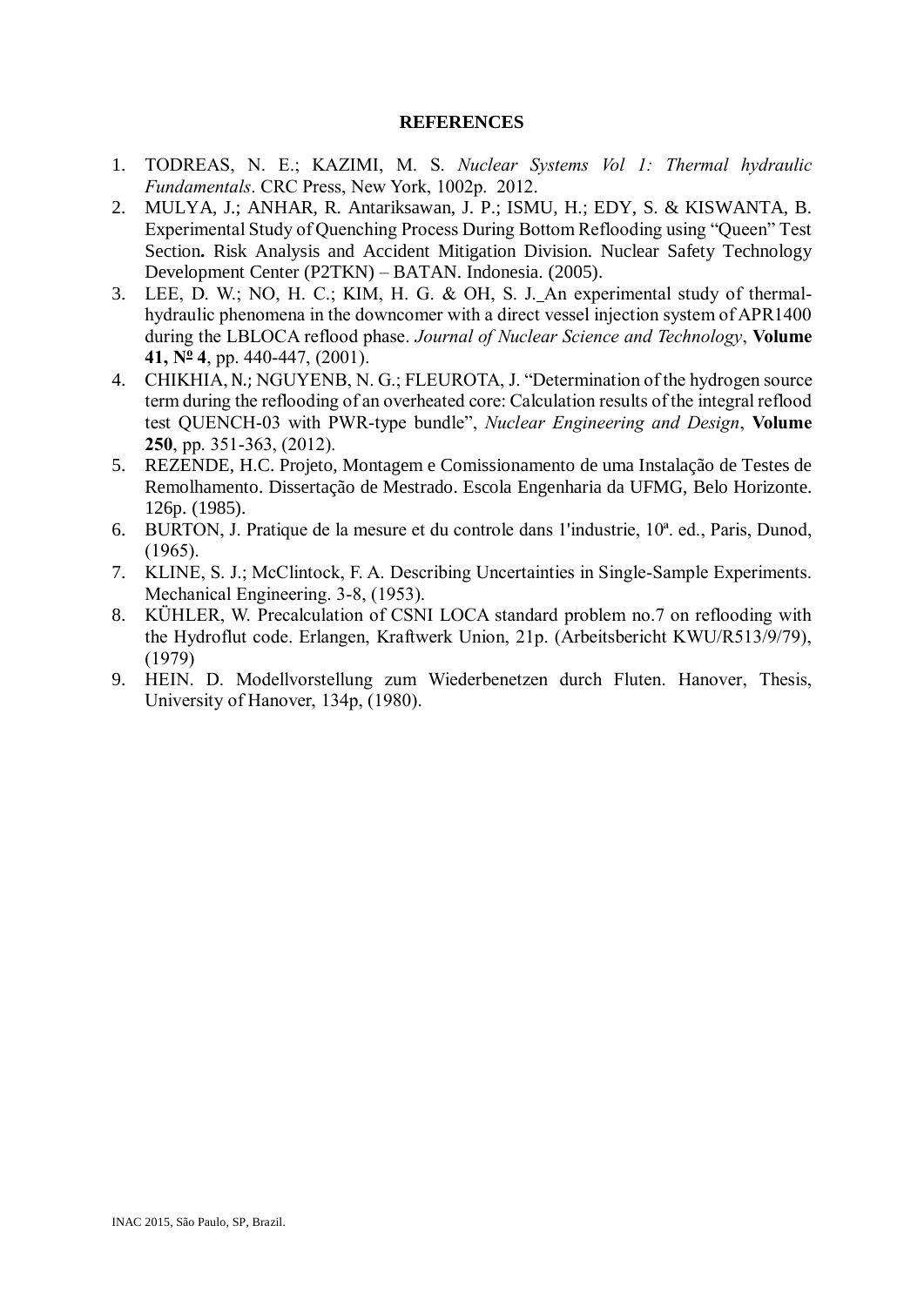**REFERENCES**

1. TODREAS, N. E.; KAZIMI, M. S. *Nuclear Systems Vol 1: Thermal hydraulic Fundamentals*. CRC Press, New York, 1002p. 2012.
2. MULYA, J.; ANHAR, R. Antariksawan, J. P.; ISMU, H.; EDY, S. & KISWANTA, B. Experimental Study of Quenching Process During Bottom Reflooding using "Queen" Test Section**.** Risk Analysis and Accident Mitigation Division. Nuclear Safety Technology Development Center (P2TKN) – BATAN. Indonesia. (2005).
3. LEE, D. W.; NO, H. C.; KIM, H. G. & OH, S. J. An experimental study of thermal-hydraulic phenomena in the downcomer with a direct vessel injection system of APR1400 during the LBLOCA reflood phase. *Journal of Nuclear Science and Technology*, **Volume 41, Nº 4**, pp. 440-447, (2001).
4. CHIKHIA, N.; NGUYENB, N. G.; FLEUROTA, J. "Determination of the hydrogen source term during the reflooding of an overheated core: Calculation results of the integral reflood test QUENCH-03 with PWR-type bundle", *Nuclear Engineering and Design*, **Volume 250**, pp. 351-363, (2012).
5. REZENDE, H.C. Projeto, Montagem e Comissionamento de uma Instalação de Testes de Remolhamento. Dissertação de Mestrado. Escola Engenharia da UFMG, Belo Horizonte. 126p. (1985).
6. BURTON, J. Pratique de la mesure et du controle dans 1'industrie, 10ª. ed., Paris, Dunod, (1965).
7. KLINE, S. J.; McClintock, F. A. Describing Uncertainties in Single-Sample Experiments. Mechanical Engineering. 3-8, (1953).
8. KÜHLER, W. Precalculation of CSNI LOCA standard problem no.7 on reflooding with the Hydroflut code. Erlangen, Kraftwerk Union, 21p. (Arbeitsbericht KWU/R513/9/79), (1979)
9. HEIN. D. Modellvorstellung zum Wiederbenetzen durch Fluten. Hanover, Thesis, University of Hanover, 134p, (1980).